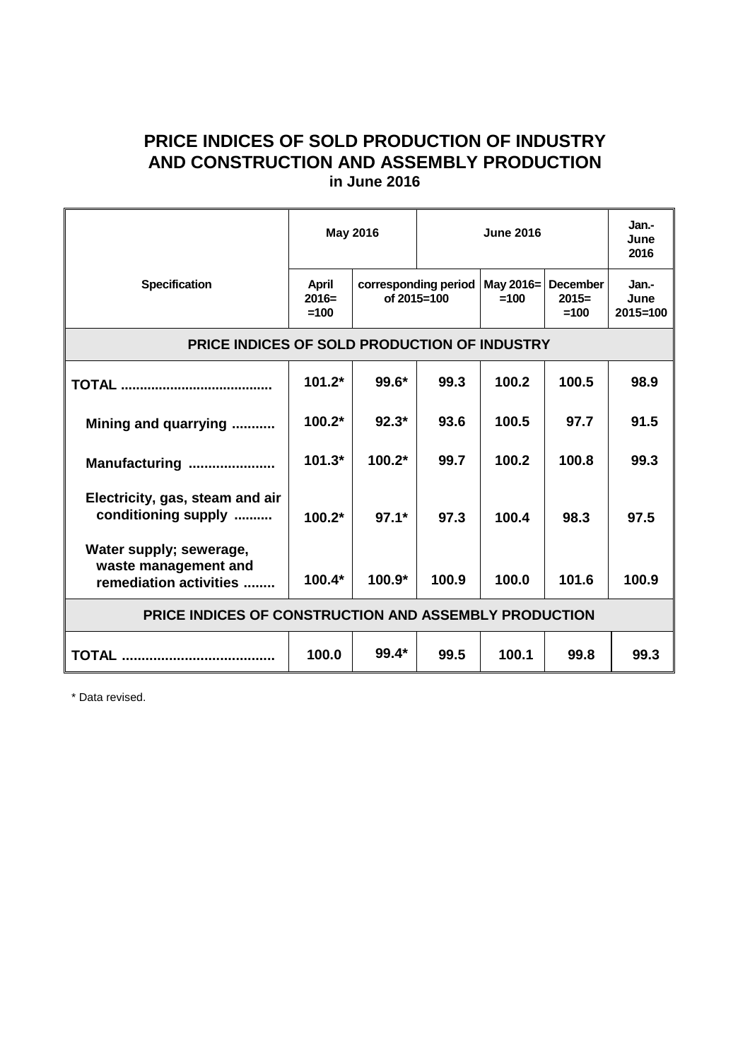# PRICE INDICES OF SOLD PRODUCTION OF INDUSTRY AND CONSTRUCTION AND ASSEMBLY PRODUCTION

**in June 2016**

| Specification | May 2016 | | June 2016 | | | Jan.-June 2016 |
|---|---|---|---|---|---|---|
| | April 2016= =100 | corresponding period of 2015=100 | | May 2016= =100 | December 2015= =100 | Jan.-June 2015=100 |
| **PRICE INDICES OF SOLD PRODUCTION OF INDUSTRY** | | | | | | |
| **TOTAL .......................................** | **101.2*** | **99.6*** | **99.3** | **100.2** | **100.5** | **98.9** |
| **Mining and quarrying ...........** | **100.2*** | **92.3*** | **93.6** | **100.5** | **97.7** | **91.5** |
| **Manufacturing ......................** | **101.3*** | **100.2*** | **99.7** | **100.2** | **100.8** | **99.3** |
| **Electricity, gas, steam and air conditioning supply ..........** | **100.2*** | **97.1*** | **97.3** | **100.4** | **98.3** | **97.5** |
| **Water supply; sewerage, waste management and remediation activities ........** | **100.4*** | **100.9*** | **100.9** | **100.0** | **101.6** | **100.9** |
| **PRICE INDICES OF CONSTRUCTION AND ASSEMBLY PRODUCTION** | | | | | | |
| **TOTAL .......................................** | **100.0** | **99.4*** | **99.5** | **100.1** | **99.8** | **99.3** |

\* Data revised.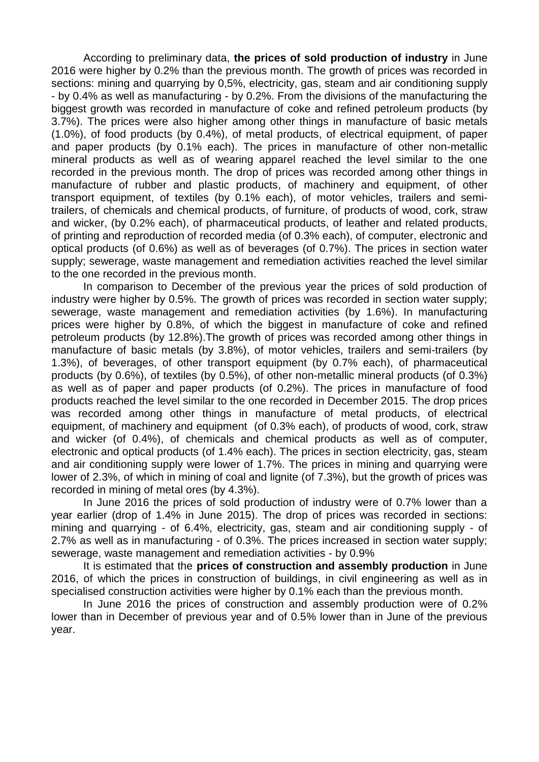According to preliminary data, **the prices of sold production of industry** in June 2016 were higher by 0.2% than the previous month. The growth of prices was recorded in sections: mining and quarrying by 0,5%, electricity, gas, steam and air conditioning supply - by 0.4% as well as manufacturing - by 0.2%. From the divisions of the manufacturing the biggest growth was recorded in manufacture of coke and refined petroleum products (by 3.7%). The prices were also higher among other things in manufacture of basic metals (1.0%), of food products (by 0.4%), of metal products, of electrical equipment, of paper and paper products (by 0.1% each). The prices in manufacture of other non-metallic mineral products as well as of wearing apparel reached the level similar to the one recorded in the previous month. The drop of prices was recorded among other things in manufacture of rubber and plastic products, of machinery and equipment, of other transport equipment, of textiles (by 0.1% each), of motor vehicles, trailers and semi-trailers, of chemicals and chemical products, of furniture, of products of wood, cork, straw and wicker, (by 0.2% each), of pharmaceutical products, of leather and related products, of printing and reproduction of recorded media (of 0.3% each), of computer, electronic and optical products (of 0.6%) as well as of beverages (of 0.7%). The prices in section water supply; sewerage, waste management and remediation activities reached the level similar to the one recorded in the previous month.

In comparison to December of the previous year the prices of sold production of industry were higher by 0.5%. The growth of prices was recorded in section water supply; sewerage, waste management and remediation activities (by 1.6%). In manufacturing prices were higher by 0.8%, of which the biggest in manufacture of coke and refined petroleum products (by 12.8%).The growth of prices was recorded among other things in manufacture of basic metals (by 3.8%), of motor vehicles, trailers and semi-trailers (by 1.3%), of beverages, of other transport equipment (by 0.7% each), of pharmaceutical products (by 0.6%), of textiles (by 0.5%), of other non-metallic mineral products (of 0.3%) as well as of paper and paper products (of 0.2%). The prices in manufacture of food products reached the level similar to the one recorded in December 2015. The drop prices was recorded among other things in manufacture of metal products, of electrical equipment, of machinery and equipment (of 0.3% each), of products of wood, cork, straw and wicker (of 0.4%), of chemicals and chemical products as well as of computer, electronic and optical products (of 1.4% each). The prices in section electricity, gas, steam and air conditioning supply were lower of 1.7%. The prices in mining and quarrying were lower of 2.3%, of which in mining of coal and lignite (of 7.3%), but the growth of prices was recorded in mining of metal ores (by 4.3%).

In June 2016 the prices of sold production of industry were of 0.7% lower than a year earlier (drop of 1.4% in June 2015). The drop of prices was recorded in sections: mining and quarrying - of 6.4%, electricity, gas, steam and air conditioning supply - of 2.7% as well as in manufacturing - of 0.3%. The prices increased in section water supply; sewerage, waste management and remediation activities - by 0.9%

It is estimated that the **prices of construction and assembly production** in June 2016, of which the prices in construction of buildings, in civil engineering as well as in specialised construction activities were higher by 0.1% each than the previous month.

In June 2016 the prices of construction and assembly production were of 0.2% lower than in December of previous year and of 0.5% lower than in June of the previous year.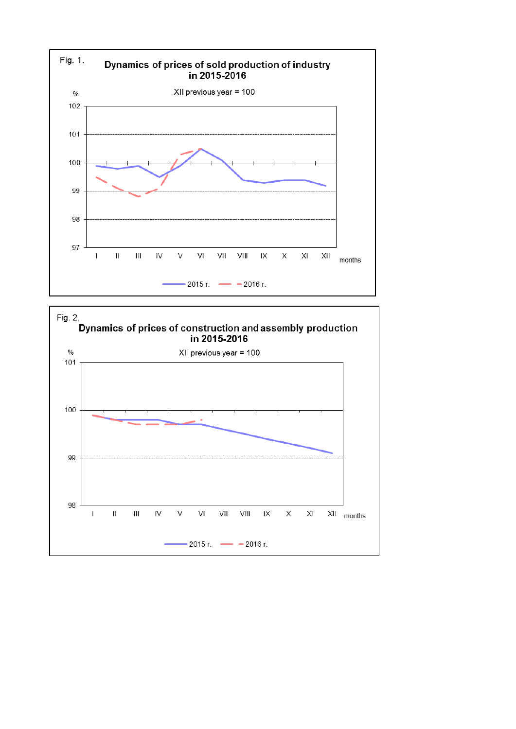Fig. 1.

## Dynamics of prices of sold production of industry in 2015-2016

XII previous year = 100

%

102

101

100

99

98

97

I II III IV V VI VII VIII IX X XI XII months

2015 r. 2016 r.

Fig. 2.

## Dynamics of prices of construction and assembly production in 2015-2016

XII previous year = 100

%

101

100

99

98

I II III IV V VI VII VIII IX X XI XII months

2015 r. 2016 r.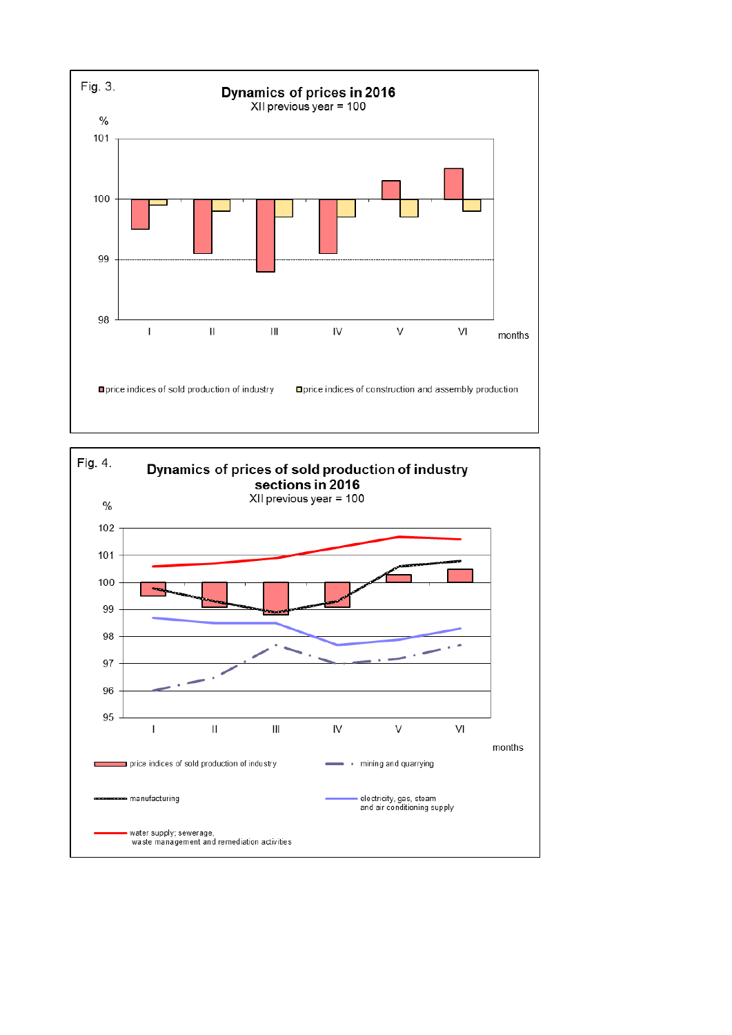Fig. 3.

**Dynamics of prices in 2016**

XII previous year = 100

%

101

100

99

98

I II III IV V VI

months

price indices of sold production of industry

price indices of construction and assembly production

Fig. 4.

**Dynamics of prices of sold production of industry sections in 2016**

XII previous year = 100

%

102

101

100

99

98

97

96

95

I II III IV V VI

months

price indices of sold production of industry

mining and quarrying

manufacturing

electricity, gas, steam and air conditioning supply

water supply; sewerage, waste management and remediation activities